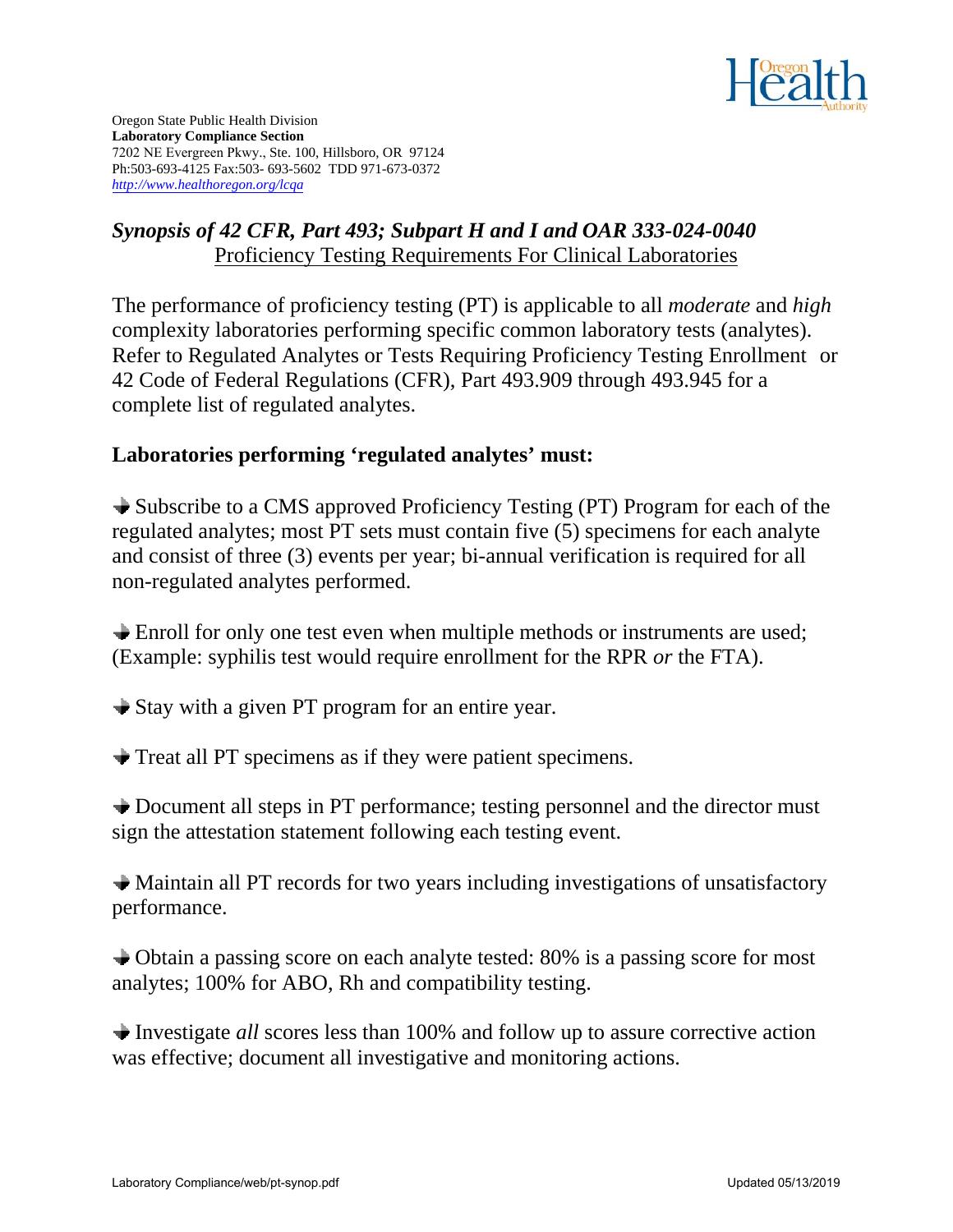Oregon State Public Health Division
**Laboratory Compliance Section**
7202 NE Evergreen Pkwy., Ste. 100, Hillsboro, OR 97124
Ph:503-693-4125 Fax:503- 693-5602 TDD 971-673-0372
*http://www.healthoregon.org/lcqa*

## *Synopsis of 42 CFR, Part 493; Subpart H and I and OAR 333-024-0040*

Proficiency Testing Requirements For Clinical Laboratories

The performance of proficiency testing (PT) is applicable to all *moderate* and *high* complexity laboratories performing specific common laboratory tests (analytes). Refer to Regulated Analytes or Tests Requiring Proficiency Testing Enrollment or 42 Code of Federal Regulations (CFR), Part 493.909 through 493.945 for a complete list of regulated analytes.

### Laboratories performing 'regulated analytes' must:

- Subscribe to a CMS approved Proficiency Testing (PT) Program for each of the regulated analytes; most PT sets must contain five (5) specimens for each analyte and consist of three (3) events per year; bi-annual verification is required for all non-regulated analytes performed.

- Enroll for only one test even when multiple methods or instruments are used; (Example: syphilis test would require enrollment for the RPR *or* the FTA).

- Stay with a given PT program for an entire year.

- Treat all PT specimens as if they were patient specimens.

- Document all steps in PT performance; testing personnel and the director must sign the attestation statement following each testing event.

- Maintain all PT records for two years including investigations of unsatisfactory performance.

- Obtain a passing score on each analyte tested: 80% is a passing score for most analytes; 100% for ABO, Rh and compatibility testing.

- Investigate *all* scores less than 100% and follow up to assure corrective action was effective; document all investigative and monitoring actions.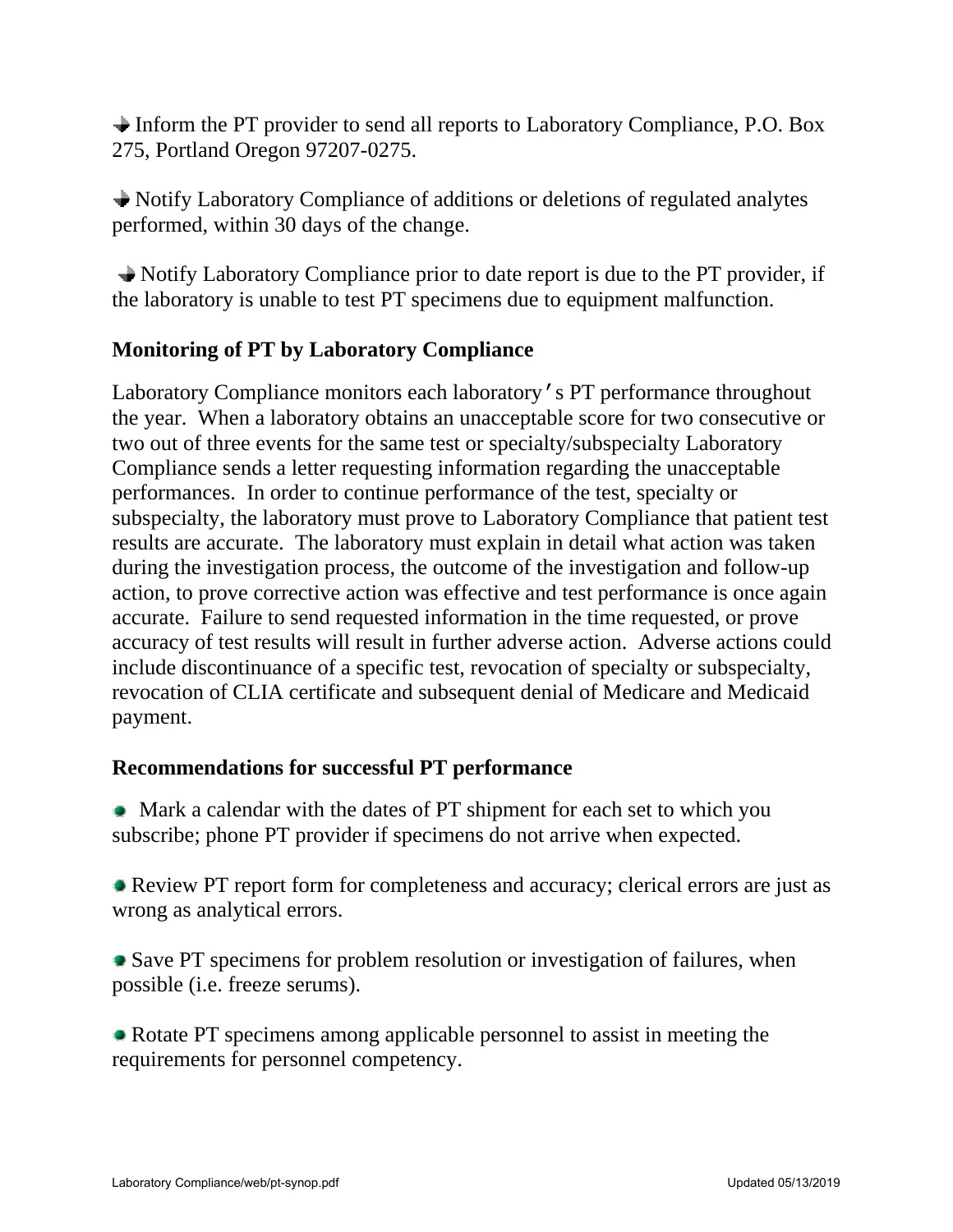- Inform the PT provider to send all reports to Laboratory Compliance, P.O. Box 275, Portland Oregon 97207-0275.

- Notify Laboratory Compliance of additions or deletions of regulated analytes performed, within 30 days of the change.

- Notify Laboratory Compliance prior to date report is due to the PT provider, if the laboratory is unable to test PT specimens due to equipment malfunction.

### Monitoring of PT by Laboratory Compliance

Laboratory Compliance monitors each laboratory's PT performance throughout the year. When a laboratory obtains an unacceptable score for two consecutive or two out of three events for the same test or specialty/subspecialty Laboratory Compliance sends a letter requesting information regarding the unacceptable performances. In order to continue performance of the test, specialty or subspecialty, the laboratory must prove to Laboratory Compliance that patient test results are accurate. The laboratory must explain in detail what action was taken during the investigation process, the outcome of the investigation and follow-up action, to prove corrective action was effective and test performance is once again accurate. Failure to send requested information in the time requested, or prove accuracy of test results will result in further adverse action. Adverse actions could include discontinuance of a specific test, revocation of specialty or subspecialty, revocation of CLIA certificate and subsequent denial of Medicare and Medicaid payment.

### Recommendations for successful PT performance

- Mark a calendar with the dates of PT shipment for each set to which you subscribe; phone PT provider if specimens do not arrive when expected.

- Review PT report form for completeness and accuracy; clerical errors are just as wrong as analytical errors.

- Save PT specimens for problem resolution or investigation of failures, when possible (i.e. freeze serums).

- Rotate PT specimens among applicable personnel to assist in meeting the requirements for personnel competency.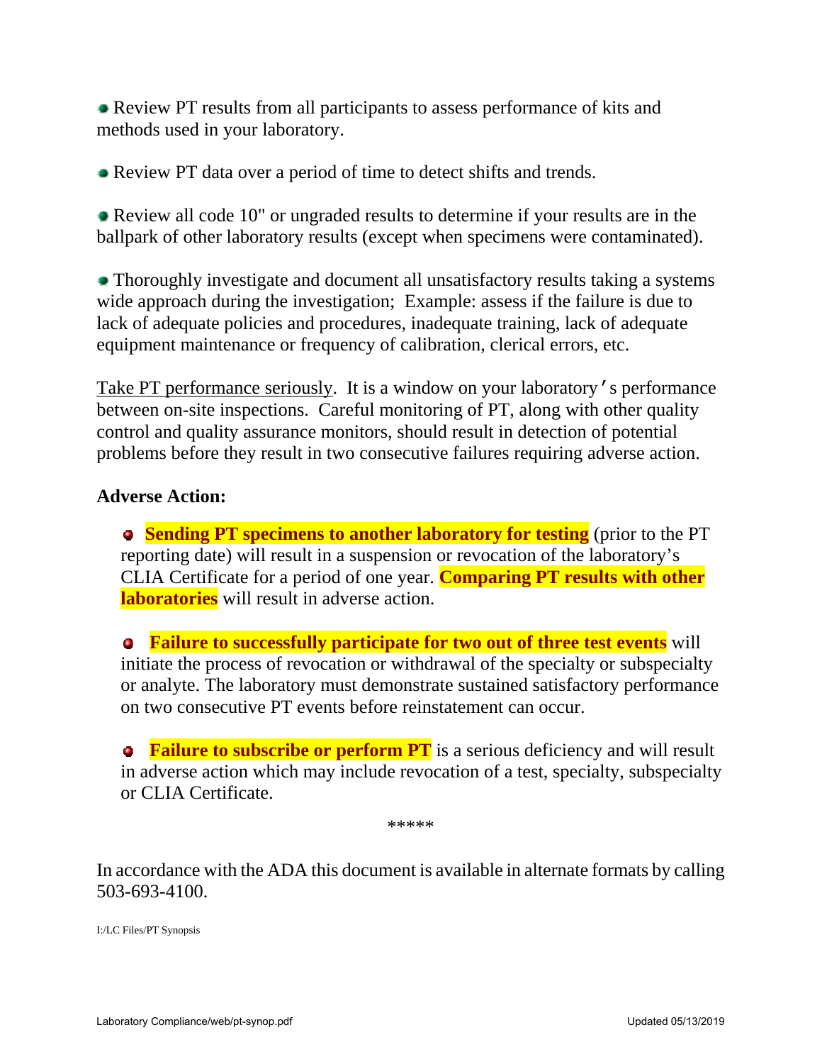- Review PT results from all participants to assess performance of kits and methods used in your laboratory.

- Review PT data over a period of time to detect shifts and trends.

- Review all code 10" or ungraded results to determine if your results are in the ballpark of other laboratory results (except when specimens were contaminated).

- Thoroughly investigate and document all unsatisfactory results taking a systems wide approach during the investigation; Example: assess if the failure is due to lack of adequate policies and procedures, inadequate training, lack of adequate equipment maintenance or frequency of calibration, clerical errors, etc.

Take PT performance seriously. It is a window on your laboratory's performance between on-site inspections. Careful monitoring of PT, along with other quality control and quality assurance monitors, should result in detection of potential problems before they result in two consecutive failures requiring adverse action.

**Adverse Action:**

- **Sending PT specimens to another laboratory for testing** (prior to the PT reporting date) will result in a suspension or revocation of the laboratory's CLIA Certificate for a period of one year. **Comparing PT results with other laboratories** will result in adverse action.

- **Failure to successfully participate for two out of three test events** will initiate the process of revocation or withdrawal of the specialty or subspecialty or analyte. The laboratory must demonstrate sustained satisfactory performance on two consecutive PT events before reinstatement can occur.

- **Failure to subscribe or perform PT** is a serious deficiency and will result in adverse action which may include revocation of a test, specialty, subspecialty or CLIA Certificate.

*****

In accordance with the ADA this document is available in alternate formats by calling 503-693-4100.

I:/LC Files/PT Synopsis

Laboratory Compliance/web/pt-synop.pdf Updated 05/13/2019